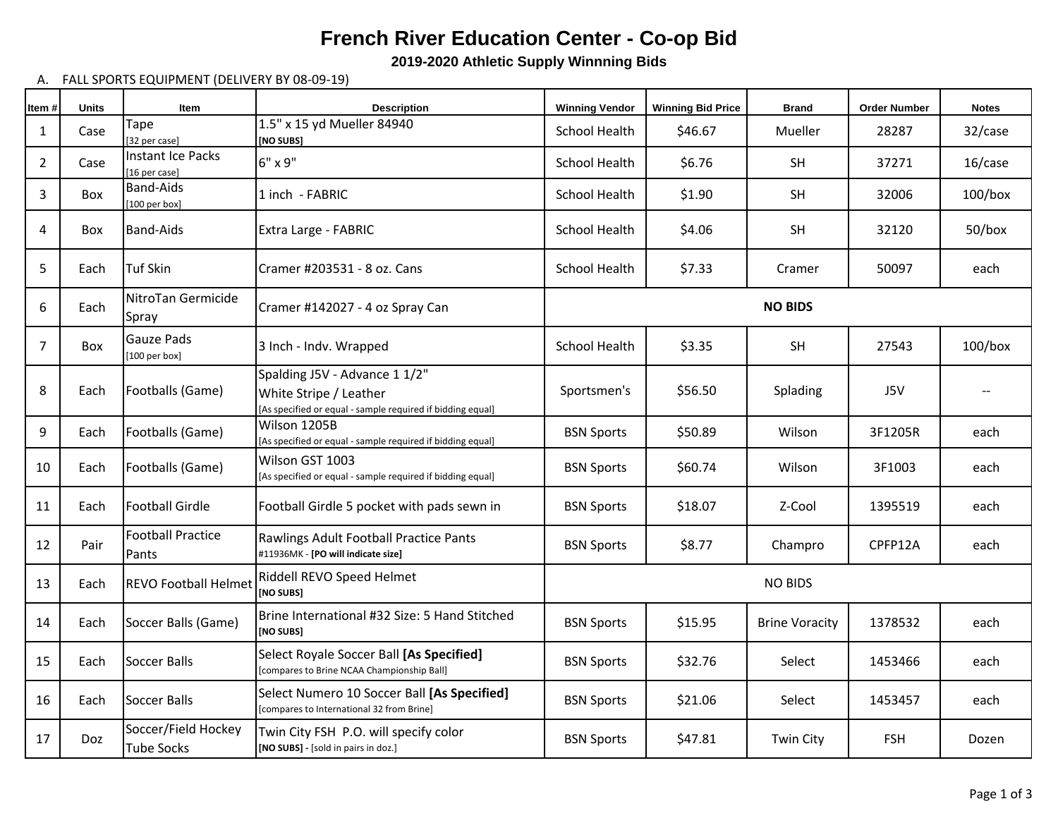# French River Education Center - Co-op Bid

## 2019-2020 Athletic Supply Winnning Bids

A. FALL SPORTS EQUIPMENT (DELIVERY BY 08-09-19)

| Item # | Units | Item | Description | Winning Vendor | Winning Bid Price | Brand | Order Number | Notes |
|---|---|---|---|---|---|---|---|---|
| 1 | Case | Tape [32 per case] | 1.5" x 15 yd Mueller 84940 **[NO SUBS]** | School Health | $46.67 | Mueller | 28287 | 32/case |
| 2 | Case | Instant Ice Packs [16 per case] | 6" x 9" | School Health | $6.76 | SH | 37271 | 16/case |
| 3 | Box | Band-Aids [100 per box] | 1 inch - FABRIC | School Health | $1.90 | SH | 32006 | 100/box |
| 4 | Box | Band-Aids | Extra Large - FABRIC | School Health | $4.06 | SH | 32120 | 50/box |
| 5 | Each | Tuf Skin | Cramer #203531 - 8 oz. Cans | School Health | $7.33 | Cramer | 50097 | each |
| 6 | Each | NitroTan Germicide Spray | Cramer #142027 - 4 oz Spray Can | **NO BIDS** | | | | |
| 7 | Box | Gauze Pads [100 per box] | 3 Inch - Indv. Wrapped | School Health | $3.35 | SH | 27543 | 100/box |
| 8 | Each | Footballs (Game) | Spalding J5V - Advance 1 1/2" White Stripe / Leather [As specified or equal - sample required if bidding equal] | Sportsmen's | $56.50 | Splading | J5V | -- |
| 9 | Each | Footballs (Game) | Wilson 1205B [As specified or equal - sample required if bidding equal] | BSN Sports | $50.89 | Wilson | 3F1205R | each |
| 10 | Each | Footballs (Game) | Wilson GST 1003 [As specified or equal - sample required if bidding equal] | BSN Sports | $60.74 | Wilson | 3F1003 | each |
| 11 | Each | Football Girdle | Football Girdle 5 pocket with pads sewn in | BSN Sports | $18.07 | Z-Cool | 1395519 | each |
| 12 | Pair | Football Practice Pants | Rawlings Adult Football Practice Pants #11936MK - **[PO will indicate size]** | BSN Sports | $8.77 | Champro | CPFP12A | each |
| 13 | Each | REVO Football Helmet | Riddell REVO Speed Helmet **[NO SUBS]** | NO BIDS | | | | |
| 14 | Each | Soccer Balls (Game) | Brine International #32 Size: 5 Hand Stitched **[NO SUBS]** | BSN Sports | $15.95 | Brine Voracity | 1378532 | each |
| 15 | Each | Soccer Balls | Select Royale Soccer Ball **[As Specified]** [compares to Brine NCAA Championship Ball] | BSN Sports | $32.76 | Select | 1453466 | each |
| 16 | Each | Soccer Balls | Select Numero 10 Soccer Ball **[As Specified]** [compares to International 32 from Brine] | BSN Sports | $21.06 | Select | 1453457 | each |
| 17 | Doz | Soccer/Field Hockey Tube Socks | Twin City FSH P.O. will specify color **[NO SUBS]** - [sold in pairs in doz.] | BSN Sports | $47.81 | Twin City | FSH | Dozen |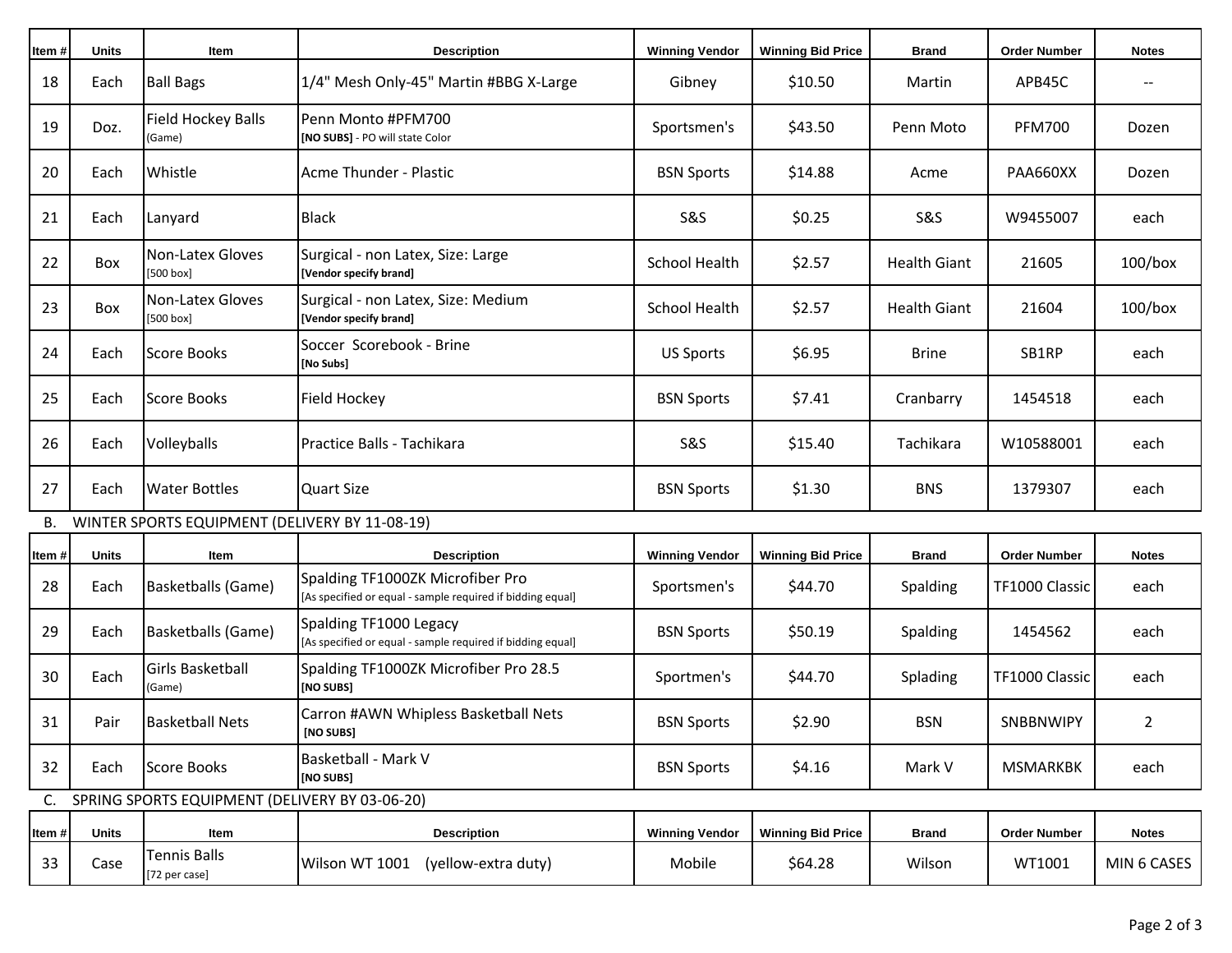| Item # | Units | Item | Description | Winning Vendor | Winning Bid Price | Brand | Order Number | Notes |
|---|---|---|---|---|---|---|---|---|
| 18 | Each | Ball Bags | 1/4" Mesh Only-45" Martin #BBG X-Large | Gibney | $10.50 | Martin | APB45C | -- |
| 19 | Doz. | Field Hockey Balls (Game) | Penn Monto #PFM700 **[NO SUBS]** - PO will state Color | Sportsmen's | $43.50 | Penn Moto | PFM700 | Dozen |
| 20 | Each | Whistle | Acme Thunder - Plastic | BSN Sports | $14.88 | Acme | PAA660XX | Dozen |
| 21 | Each | Lanyard | Black | S&S | $0.25 | S&S | W9455007 | each |
| 22 | Box | Non-Latex Gloves [500 box] | Surgical - non Latex, Size: Large **[Vendor specify brand]** | School Health | $2.57 | Health Giant | 21605 | 100/box |
| 23 | Box | Non-Latex Gloves [500 box] | Surgical - non Latex, Size: Medium **[Vendor specify brand]** | School Health | $2.57 | Health Giant | 21604 | 100/box |
| 24 | Each | Score Books | Soccer Scorebook - Brine **[No Subs]** | US Sports | $6.95 | Brine | SB1RP | each |
| 25 | Each | Score Books | Field Hockey | BSN Sports | $7.41 | Cranbarry | 1454518 | each |
| 26 | Each | Volleyballs | Practice Balls - Tachikara | S&S | $15.40 | Tachikara | W10588001 | each |
| 27 | Each | Water Bottles | Quart Size | BSN Sports | $1.30 | BNS | 1379307 | each |

B. WINTER SPORTS EQUIPMENT (DELIVERY BY 11-08-19)

| Item # | Units | Item | Description | Winning Vendor | Winning Bid Price | Brand | Order Number | Notes |
|---|---|---|---|---|---|---|---|---|
| 28 | Each | Basketballs (Game) | Spalding TF1000ZK Microfiber Pro [As specified or equal - sample required if bidding equal] | Sportsmen's | $44.70 | Spalding | TF1000 Classic | each |
| 29 | Each | Basketballs (Game) | Spalding TF1000 Legacy [As specified or equal - sample required if bidding equal] | BSN Sports | $50.19 | Spalding | 1454562 | each |
| 30 | Each | Girls Basketball (Game) | Spalding TF1000ZK Microfiber Pro 28.5 **[NO SUBS]** | Sportmen's | $44.70 | Splading | TF1000 Classic | each |
| 31 | Pair | Basketball Nets | Carron #AWN Whipless Basketball Nets **[NO SUBS]** | BSN Sports | $2.90 | BSN | SNBBNWIPY | 2 |
| 32 | Each | Score Books | Basketball - Mark V **[NO SUBS]** | BSN Sports | $4.16 | Mark V | MSMARKBK | each |

C. SPRING SPORTS EQUIPMENT (DELIVERY BY 03-06-20)

| Item # | Units | Item | Description | Winning Vendor | Winning Bid Price | Brand | Order Number | Notes |
|---|---|---|---|---|---|---|---|---|
| 33 | Case | Tennis Balls [72 per case] | Wilson WT 1001 (yellow-extra duty) | Mobile | $64.28 | Wilson | WT1001 | MIN 6 CASES |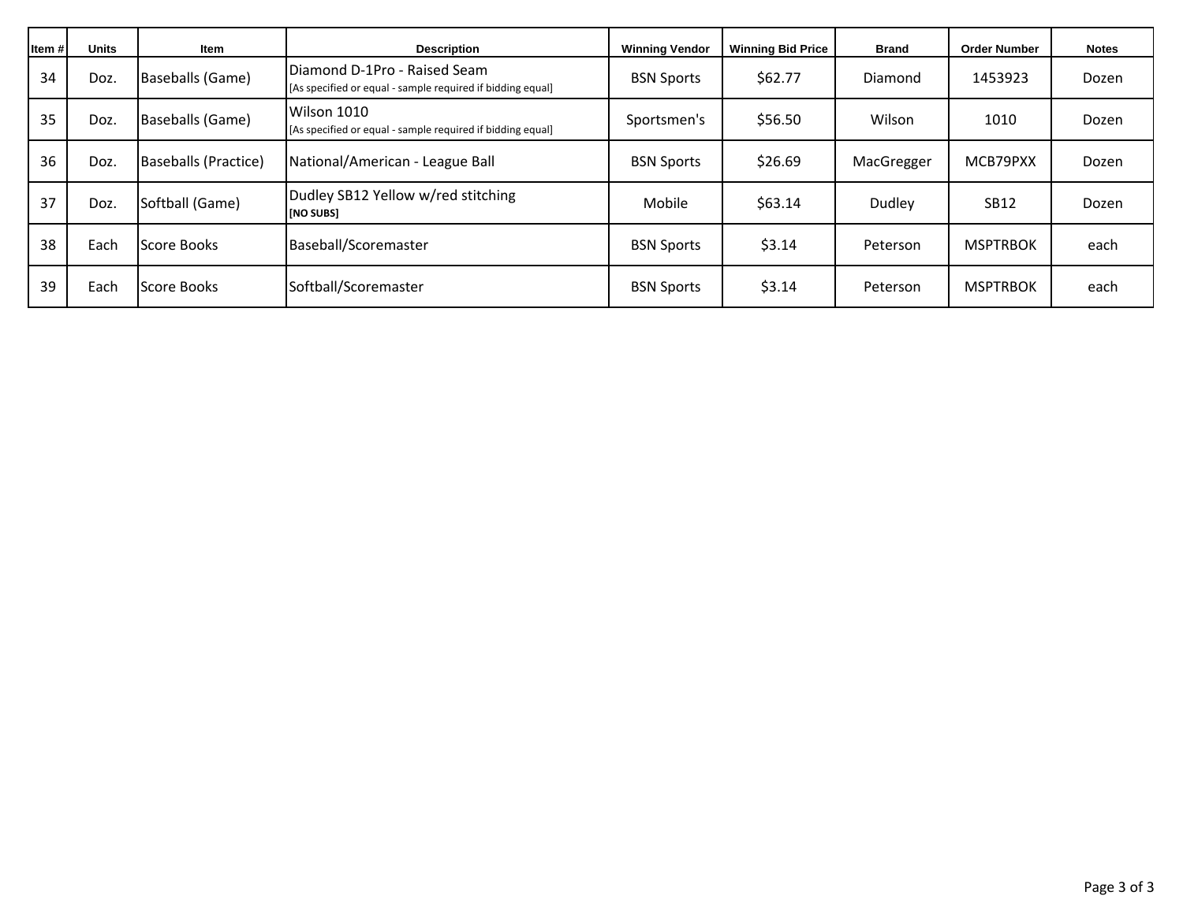| Item # | Units | Item | Description | Winning Vendor | Winning Bid Price | Brand | Order Number | Notes |
|---|---|---|---|---|---|---|---|---|
| 34 | Doz. | Baseballs (Game) | Diamond D-1Pro - Raised Seam [As specified or equal - sample required if bidding equal] | BSN Sports | $62.77 | Diamond | 1453923 | Dozen |
| 35 | Doz. | Baseballs (Game) | Wilson 1010 [As specified or equal - sample required if bidding equal] | Sportsmen's | $56.50 | Wilson | 1010 | Dozen |
| 36 | Doz. | Baseballs (Practice) | National/American - League Ball | BSN Sports | $26.69 | MacGregger | MCB79PXX | Dozen |
| 37 | Doz. | Softball (Game) | Dudley SB12 Yellow w/red stitching **[NO SUBS]** | Mobile | $63.14 | Dudley | SB12 | Dozen |
| 38 | Each | Score Books | Baseball/Scoremaster | BSN Sports | $3.14 | Peterson | MSPTRBOK | each |
| 39 | Each | Score Books | Softball/Scoremaster | BSN Sports | $3.14 | Peterson | MSPTRBOK | each |